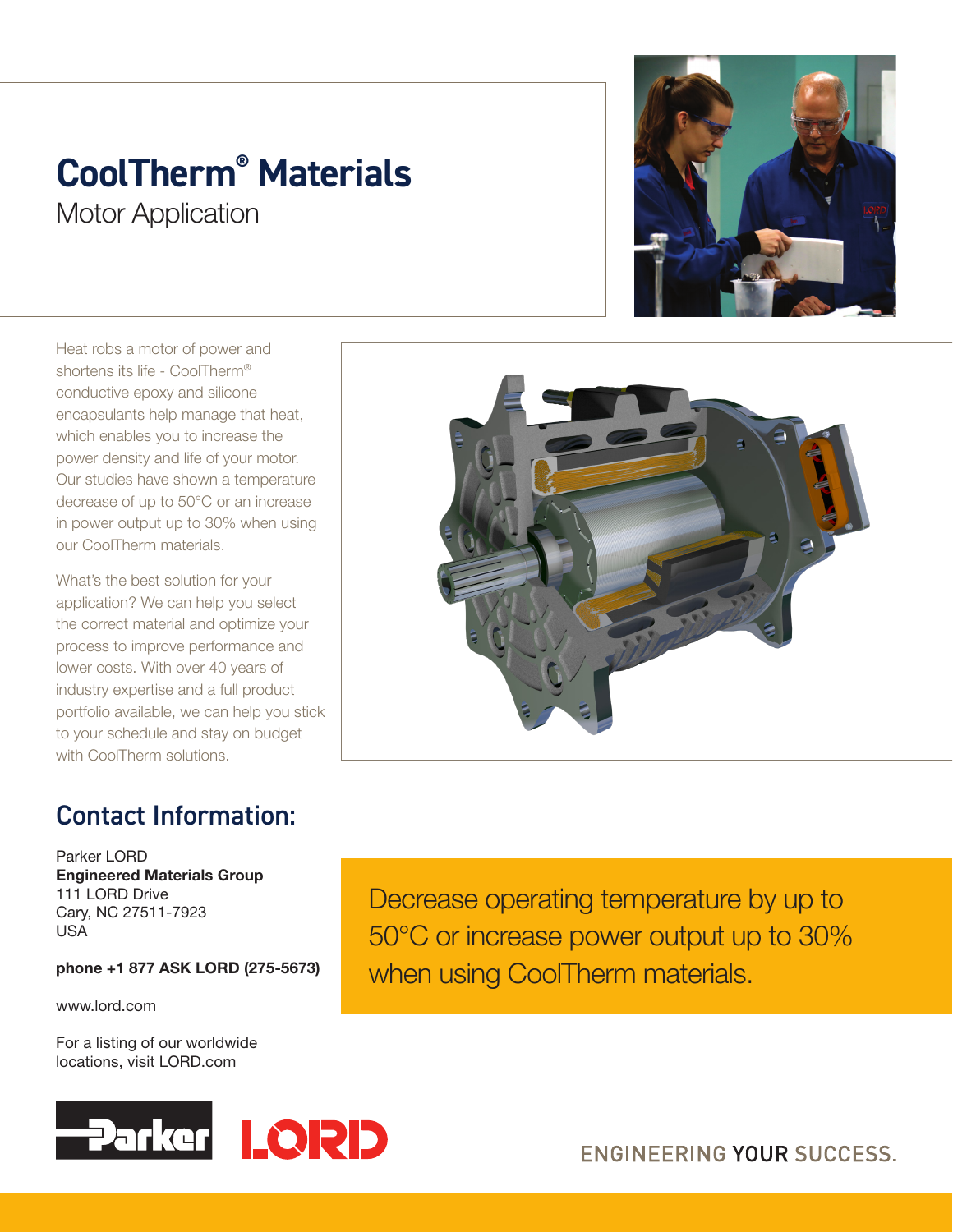# CoolTherm® Materials

## Motor Application

Heat robs a motor of power and shortens its life - CoolTherm® conductive epoxy and silicone encapsulants help manage that heat, which enables you to increase the power density and life of your motor. Our studies have shown a temperature decrease of up to 50°C or an increase in power output up to 30% when using our CoolTherm materials.

What's the best solution for your application? We can help you select the correct material and optimize your process to improve performance and lower costs. With over 40 years of industry expertise and a full product portfolio available, we can help you stick to your schedule and stay on budget with CoolTherm solutions.

Decrease operating temperature by up to 50°C or increase power output up to 30% when using CoolTherm materials.

## Contact Information:

Parker LORD
**Engineered Materials Group**
111 LORD Drive
Cary, NC 27511-7923
USA

**phone +1 877 ASK LORD (275-5673)**

www.lord.com

For a listing of our worldwide locations, visit LORD.com

ENGINEERING YOUR SUCCESS.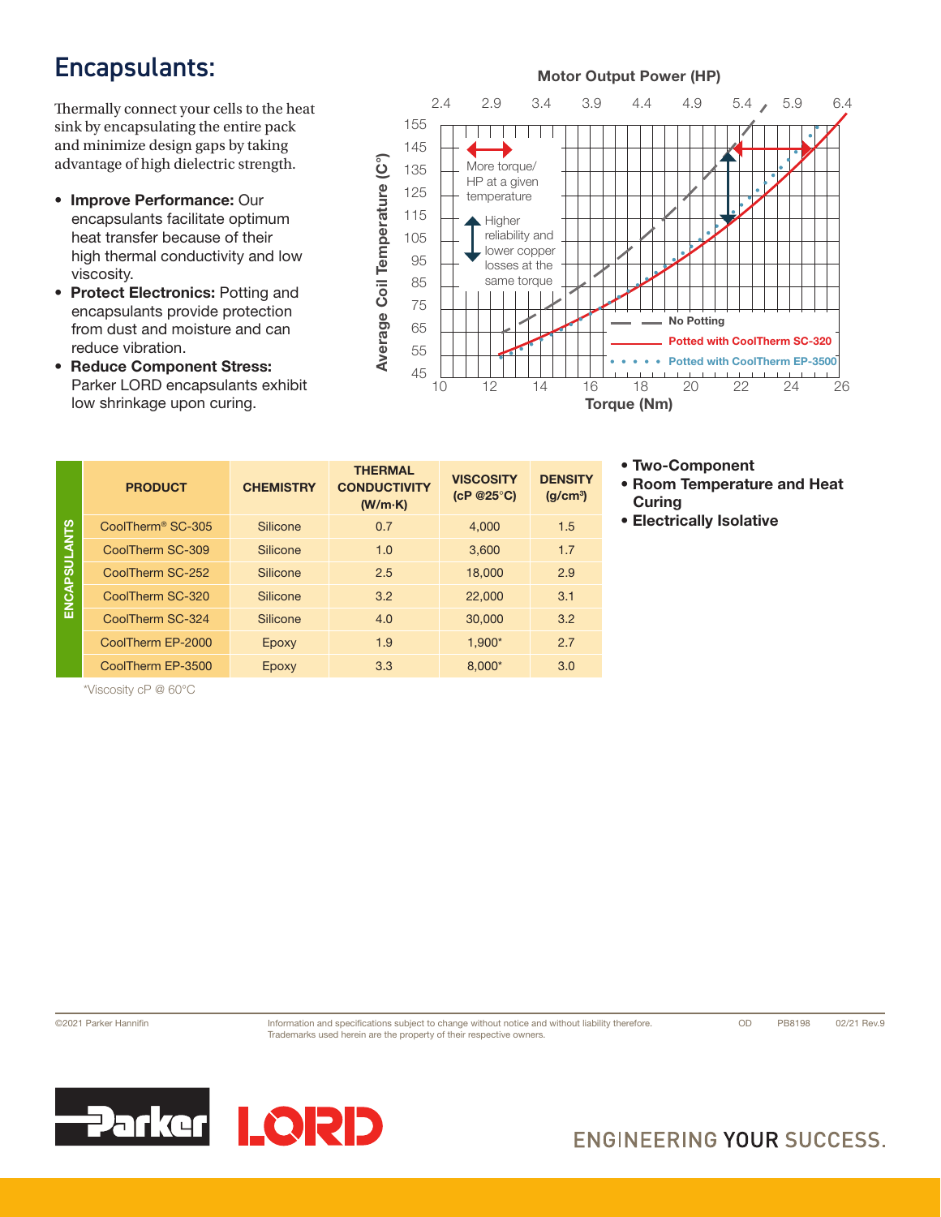# Encapsulants:

Thermally connect your cells to the heat sink by encapsulating the entire pack and minimize design gaps by taking advantage of high dielectric strength.

- **Improve Performance:** Our encapsulants facilitate optimum heat transfer because of their high thermal conductivity and low viscosity.
- **Protect Electronics:** Potting and encapsulants provide protection from dust and moisture and can reduce vibration.
- **Reduce Component Stress:** Parker LORD encapsulants exhibit low shrinkage upon curing.

Motor Output Power (HP)

2.4 2.9 3.4 3.9 4.4 4.9 5.4 5.9 6.4

Average Coil Temperature (C°)

155 145 135 125 115 105 95 85 75 65 55 45

Torque (Nm)

10 12 14 16 18 20 22 24 26

More torque/ HP at a given temperature

Higher reliability and lower copper losses at the same torque

No Potting

Potted with CoolTherm SC-320

Potted with CoolTherm EP-3500

| ENCAPSULANTS | PRODUCT | CHEMISTRY | THERMAL CONDUCTIVITY (W/m·K) | VISCOSITY (cP @25°C) | DENSITY (g/cm³) |
|---|---|---|---|---|---|
| | CoolTherm® SC-305 | Silicone | 0.7 | 4,000 | 1.5 |
| | CoolTherm SC-309 | Silicone | 1.0 | 3,600 | 1.7 |
| | CoolTherm SC-252 | Silicone | 2.5 | 18,000 | 2.9 |
| | CoolTherm SC-320 | Silicone | 3.2 | 22,000 | 3.1 |
| | CoolTherm SC-324 | Silicone | 4.0 | 30,000 | 3.2 |
| | CoolTherm EP-2000 | Epoxy | 1.9 | 1,900* | 2.7 |
| | CoolTherm EP-3500 | Epoxy | 3.3 | 8,000* | 3.0 |

*Viscosity cP @ 60°C

- **Two-Component**
- **Room Temperature and Heat Curing**
- **Electrically Isolative**

©2021 Parker Hannifin

Information and specifications subject to change without notice and without liability therefore. Trademarks used herein are the property of their respective owners.

OD PB8198 02/21 Rev.9

ENGINEERING YOUR SUCCESS.